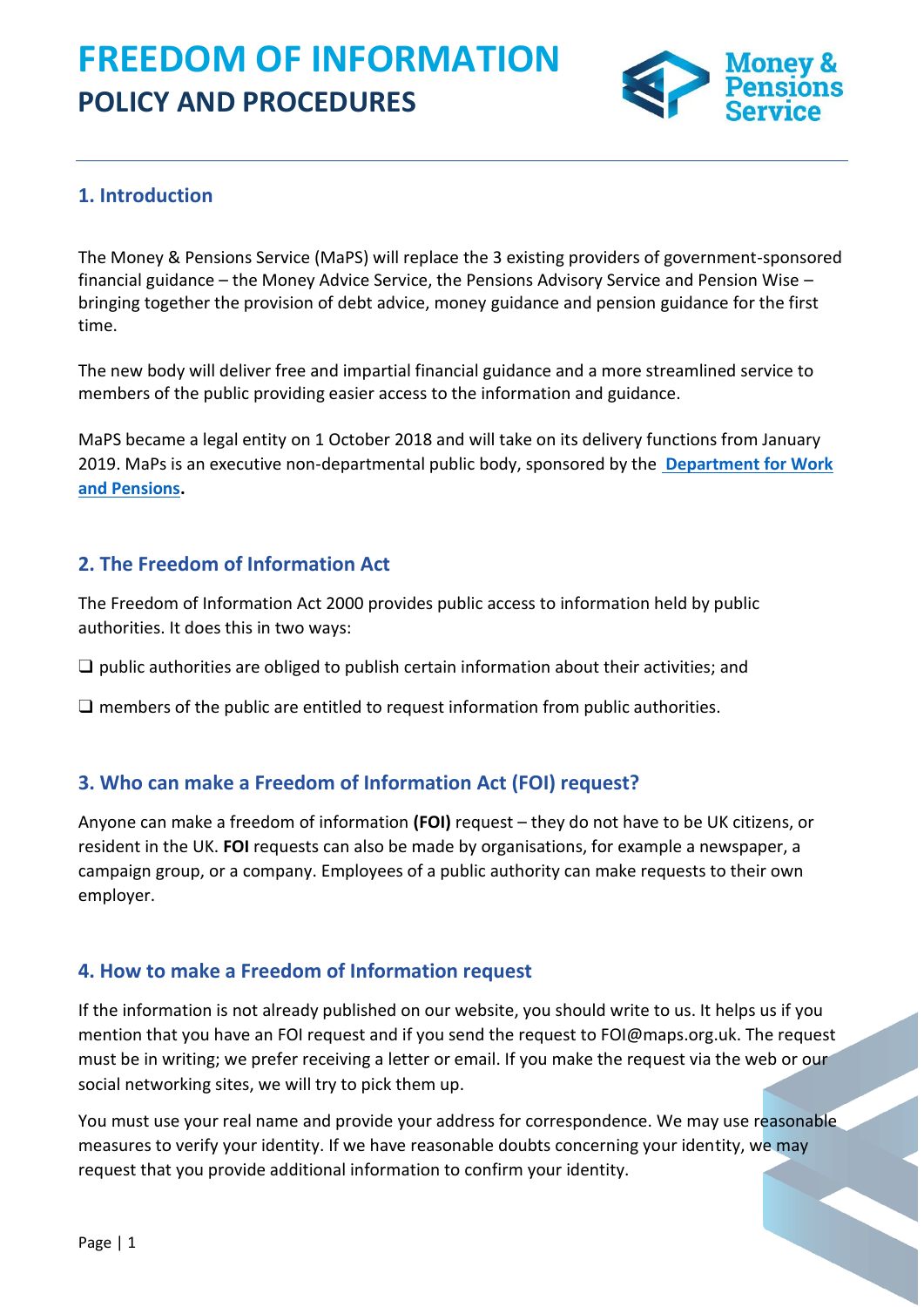# FREEDOM OF INFORMATION

## POLICY AND PROCEDURES

### 1. Introduction

The Money & Pensions Service (MaPS) will replace the 3 existing providers of government-sponsored financial guidance – the Money Advice Service, the Pensions Advisory Service and Pension Wise – bringing together the provision of debt advice, money guidance and pension guidance for the first time.

The new body will deliver free and impartial financial guidance and a more streamlined service to members of the public providing easier access to the information and guidance.

MaPS became a legal entity on 1 October 2018 and will take on its delivery functions from January 2019. MaPs is an executive non-departmental public body, sponsored by the **Department for Work and Pensions.**

### 2. The Freedom of Information Act

The Freedom of Information Act 2000 provides public access to information held by public authorities. It does this in two ways:

- public authorities are obliged to publish certain information about their activities; and
- members of the public are entitled to request information from public authorities.

### 3. Who can make a Freedom of Information Act (FOI) request?

Anyone can make a freedom of information **(FOI)** request – they do not have to be UK citizens, or resident in the UK. **FOI** requests can also be made by organisations, for example a newspaper, a campaign group, or a company. Employees of a public authority can make requests to their own employer.

### 4. How to make a Freedom of Information request

If the information is not already published on our website, you should write to us. It helps us if you mention that you have an FOI request and if you send the request to FOI@maps.org.uk. The request must be in writing; we prefer receiving a letter or email. If you make the request via the web or our social networking sites, we will try to pick them up.

You must use your real name and provide your address for correspondence. We may use reasonable measures to verify your identity. If we have reasonable doubts concerning your identity, we may request that you provide additional information to confirm your identity.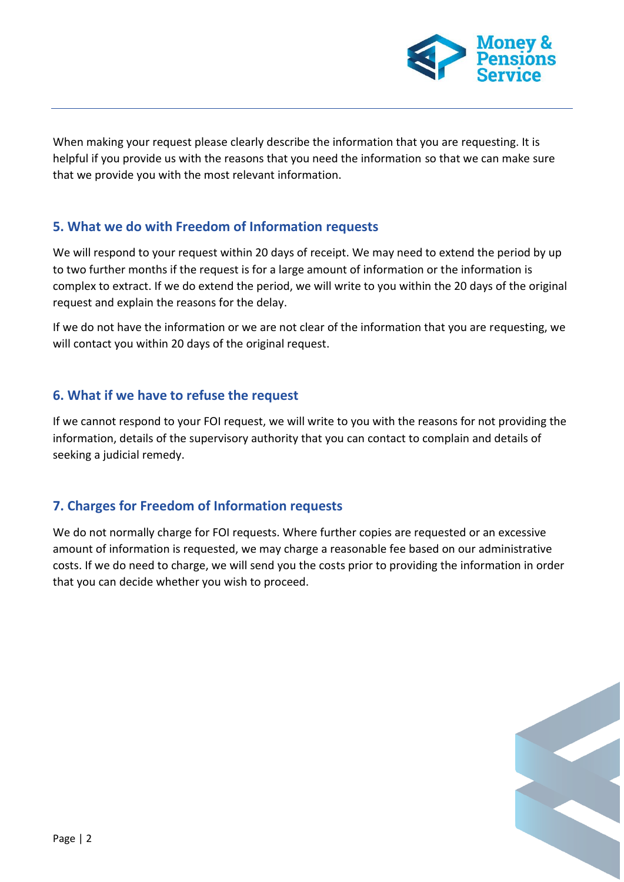When making your request please clearly describe the information that you are requesting. It is helpful if you provide us with the reasons that you need the information so that we can make sure that we provide you with the most relevant information.

## 5. What we do with Freedom of Information requests

We will respond to your request within 20 days of receipt. We may need to extend the period by up to two further months if the request is for a large amount of information or the information is complex to extract. If we do extend the period, we will write to you within the 20 days of the original request and explain the reasons for the delay.

If we do not have the information or we are not clear of the information that you are requesting, we will contact you within 20 days of the original request.

## 6. What if we have to refuse the request

If we cannot respond to your FOI request, we will write to you with the reasons for not providing the information, details of the supervisory authority that you can contact to complain and details of seeking a judicial remedy.

## 7. Charges for Freedom of Information requests

We do not normally charge for FOI requests. Where further copies are requested or an excessive amount of information is requested, we may charge a reasonable fee based on our administrative costs. If we do need to charge, we will send you the costs prior to providing the information in order that you can decide whether you wish to proceed.